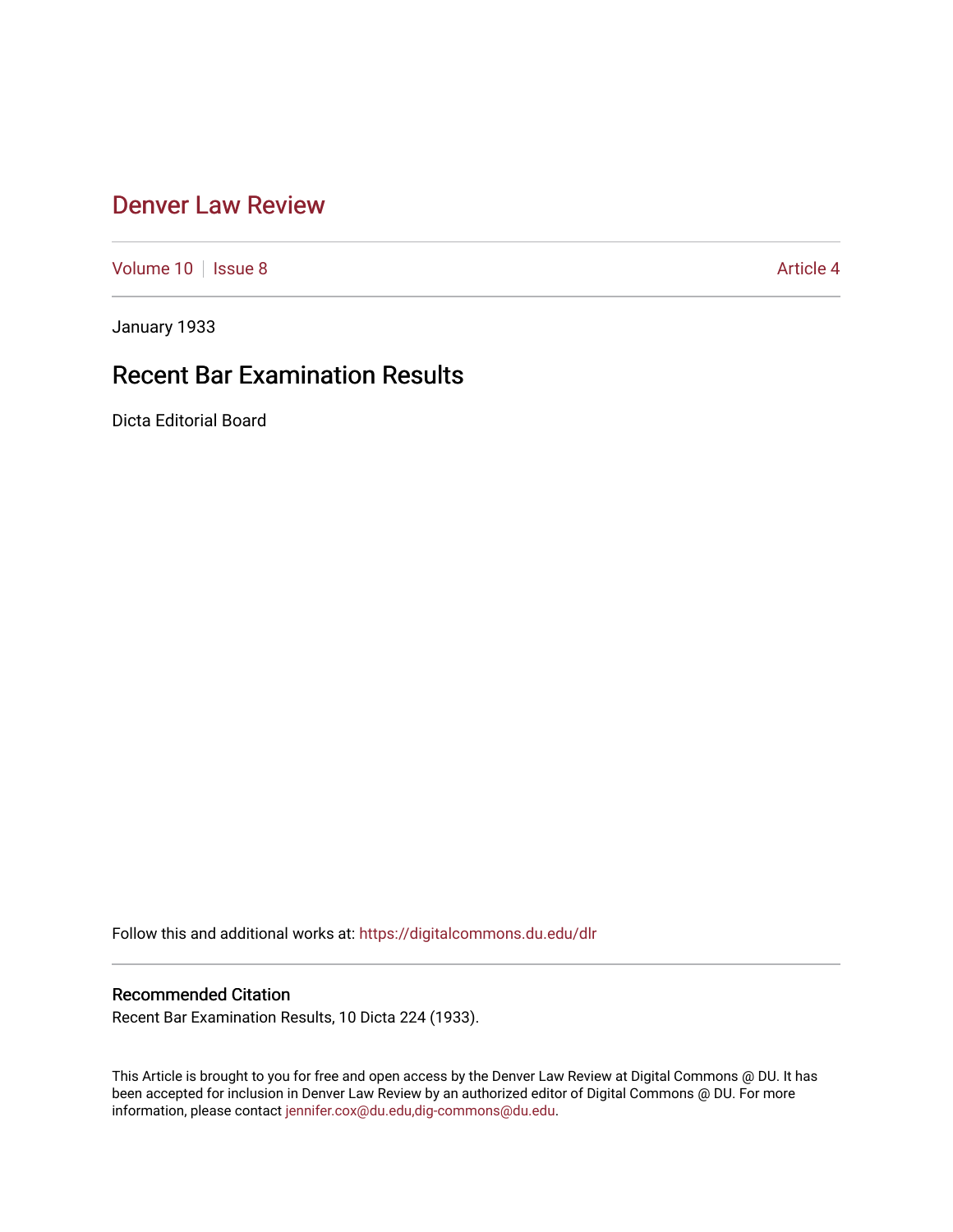# Denver Law Review

Volume 10 | Issue 8 Article 4

January 1933

## Recent Bar Examination Results

Dicta Editorial Board

Follow this and additional works at: https://digitalcommons.du.edu/dlr

### Recommended Citation

Recent Bar Examination Results, 10 Dicta 224 (1933).

This Article is brought to you for free and open access by the Denver Law Review at Digital Commons @ DU. It has been accepted for inclusion in Denver Law Review by an authorized editor of Digital Commons @ DU. For more information, please contact jennifer.cox@du.edu,dig-commons@du.edu.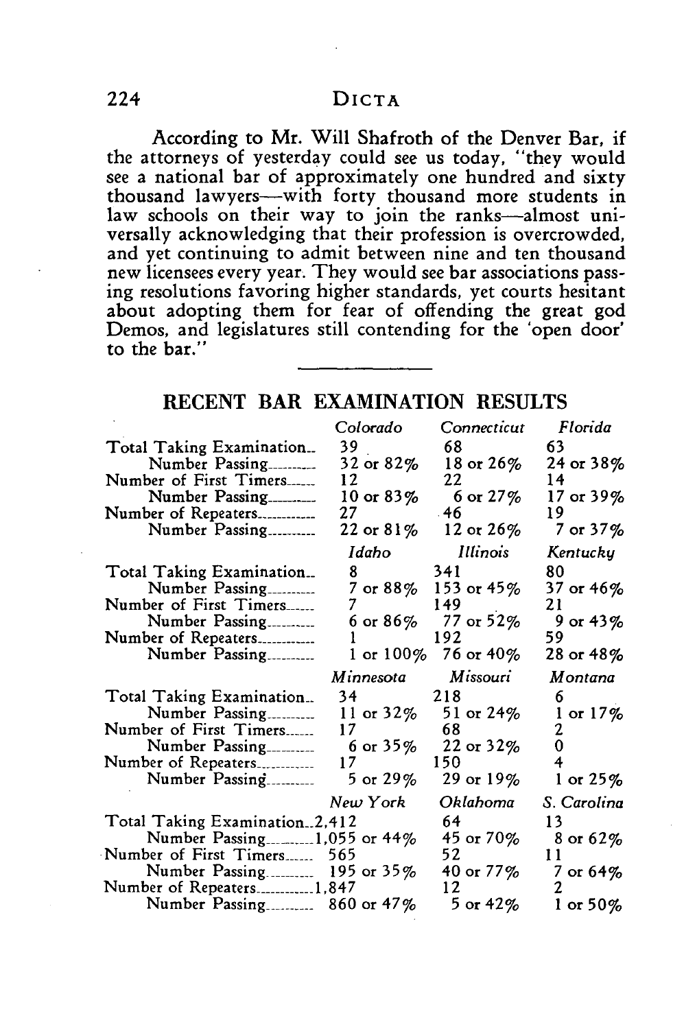According to Mr. Will Shafroth of the Denver Bar, if the attorneys of yesterday could see us today, "they would see a national bar of approximately one hundred and sixty thousand lawyers—with forty thousand more students in law schools on their way to join the ranks—almost universally acknowledging that their profession is overcrowded, and yet continuing to admit between nine and ten thousand new licensees every year. They would see bar associations passing resolutions favoring higher standards, yet courts hesitant about adopting them for fear of offending the great god Demos, and legislatures still contending for the 'open door' to the bar."

---

## RECENT BAR EXAMINATION RESULTS

| | *Colorado* | *Connecticut* | *Florida* |
|---|---|---|---|
| Total Taking Examination | 39 | 68 | 63 |
| Number Passing | 32 or 82% | 18 or 26% | 24 or 38% |
| Number of First Timers | 12 | 22 | 14 |
| Number Passing | 10 or 83% | 6 or 27% | 17 or 39% |
| Number of Repeaters | 27 | 46 | 19 |
| Number Passing | 22 or 81% | 12 or 26% | 7 or 37% |
| | *Idaho* | *Illinois* | *Kentucky* |
| Total Taking Examination | 8 | 341 | 80 |
| Number Passing | 7 or 88% | 153 or 45% | 37 or 46% |
| Number of First Timers | 7 | 149 | 21 |
| Number Passing | 6 or 86% | 77 or 52% | 9 or 43% |
| Number of Repeaters | 1 | 192 | 59 |
| Number Passing | 1 or 100% | 76 or 40% | 28 or 48% |
| | *Minnesota* | *Missouri* | *Montana* |
| Total Taking Examination | 34 | 218 | 6 |
| Number Passing | 11 or 32% | 51 or 24% | 1 or 17% |
| Number of First Timers | 17 | 68 | 2 |
| Number Passing | 6 or 35% | 22 or 32% | 0 |
| Number of Repeaters | 17 | 150 | 4 |
| Number Passing | 5 or 29% | 29 or 19% | 1 or 25% |
| | *New York* | *Oklahoma* | *S. Carolina* |
| Total Taking Examination | 2,412 | 64 | 13 |
| Number Passing | 1,055 or 44% | 45 or 70% | 8 or 62% |
| Number of First Timers | 565 | 52 | 11 |
| Number Passing | 195 or 35% | 40 or 77% | 7 or 64% |
| Number of Repeaters | 1,847 | 12 | 2 |
| Number Passing | 860 or 47% | 5 or 42% | 1 or 50% |